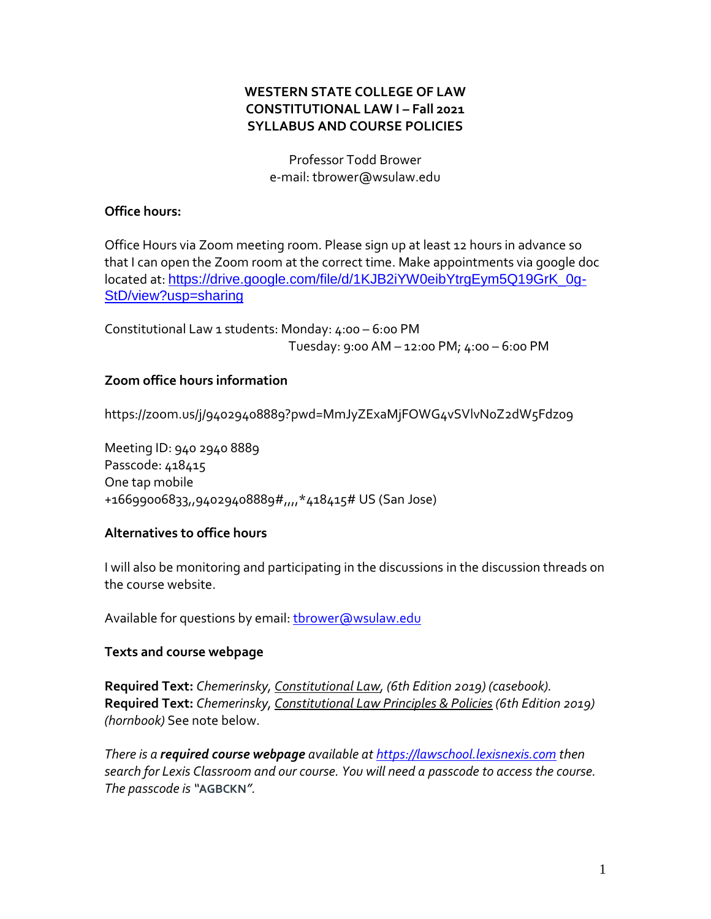# WESTERN STATE COLLEGE OF LAW
# CONSTITUTIONAL LAW I – Fall 2021
# SYLLABUS AND COURSE POLICIES

Professor Todd Brower
e-mail: tbrower@wsulaw.edu

### Office hours:

Office Hours via Zoom meeting room. Please sign up at least 12 hours in advance so that I can open the Zoom room at the correct time. Make appointments via google doc located at: [https://drive.google.com/file/d/1KJB2iYW0eibYtrgEym5Q19GrK_0g-StD/view?usp=sharing](https://drive.google.com/file/d/1KJB2iYW0eibYtrgEym5Q19GrK_0g-StD/view?usp=sharing)

Constitutional Law 1 students: Monday: 4:00 – 6:00 PM
Tuesday: 9:00 AM – 12:00 PM; 4:00 – 6:00 PM

### Zoom office hours information

https://zoom.us/j/94029408889?pwd=MmJyZExaMjFOWG4vSVlvNoZ2dW5Fdz09

Meeting ID: 940 2940 8889
Passcode: 418415
One tap mobile
+16699006833,,94029408889#,,,,*418415# US (San Jose)

### Alternatives to office hours

I will also be monitoring and participating in the discussions in the discussion threads on the course website.

Available for questions by email: tbrower@wsulaw.edu

### Texts and course webpage

**Required Text:** *Chemerinsky*, *Constitutional Law*, *(6th Edition 2019) (casebook).*
**Required Text:** *Chemerinsky*, *Constitutional Law Principles & Policies* *(6th Edition 2019) (hornbook)* See note below.

*There is a **required course webpage** available at https://lawschool.lexisnexis.com then search for Lexis Classroom and our course. You will need a passcode to access the course. The passcode is "**AGBCKN**".*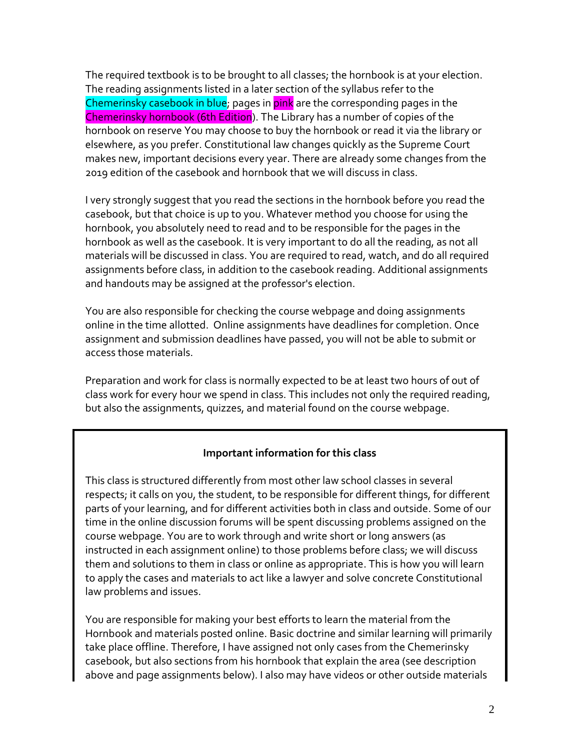The required textbook is to be brought to all classes; the hornbook is at your election. The reading assignments listed in a later section of the syllabus refer to the Chemerinsky casebook in blue; pages in pink are the corresponding pages in the Chemerinsky hornbook (6th Edition). The Library has a number of copies of the hornbook on reserve You may choose to buy the hornbook or read it via the library or elsewhere, as you prefer. Constitutional law changes quickly as the Supreme Court makes new, important decisions every year. There are already some changes from the 2019 edition of the casebook and hornbook that we will discuss in class.

I very strongly suggest that you read the sections in the hornbook before you read the casebook, but that choice is up to you. Whatever method you choose for using the hornbook, you absolutely need to read and to be responsible for the pages in the hornbook as well as the casebook. It is very important to do all the reading, as not all materials will be discussed in class. You are required to read, watch, and do all required assignments before class, in addition to the casebook reading. Additional assignments and handouts may be assigned at the professor's election.

You are also responsible for checking the course webpage and doing assignments online in the time allotted. Online assignments have deadlines for completion. Once assignment and submission deadlines have passed, you will not be able to submit or access those materials.

Preparation and work for class is normally expected to be at least two hours of out of class work for every hour we spend in class. This includes not only the required reading, but also the assignments, quizzes, and material found on the course webpage.

**Important information for this class**

This class is structured differently from most other law school classes in several respects; it calls on you, the student, to be responsible for different things, for different parts of your learning, and for different activities both in class and outside. Some of our time in the online discussion forums will be spent discussing problems assigned on the course webpage. You are to work through and write short or long answers (as instructed in each assignment online) to those problems before class; we will discuss them and solutions to them in class or online as appropriate. This is how you will learn to apply the cases and materials to act like a lawyer and solve concrete Constitutional law problems and issues.

You are responsible for making your best efforts to learn the material from the Hornbook and materials posted online. Basic doctrine and similar learning will primarily take place offline. Therefore, I have assigned not only cases from the Chemerinsky casebook, but also sections from his hornbook that explain the area (see description above and page assignments below). I also may have videos or other outside materials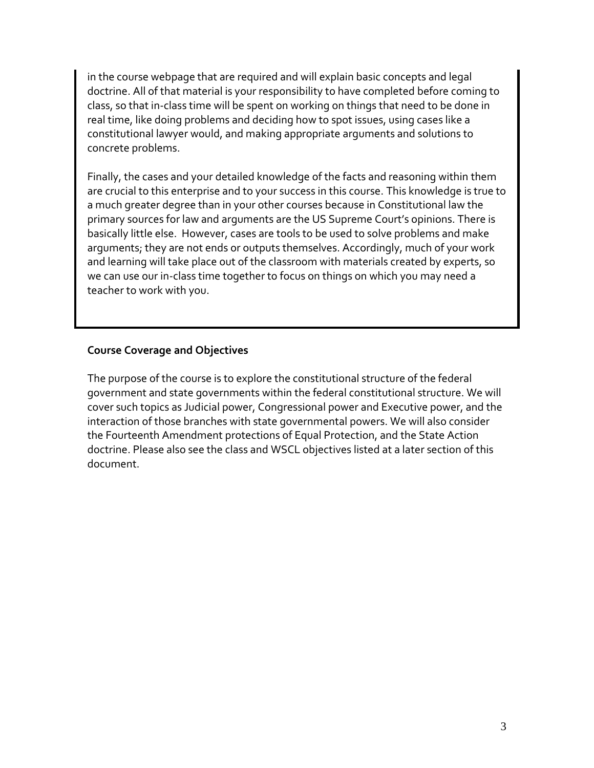in the course webpage that are required and will explain basic concepts and legal doctrine. All of that material is your responsibility to have completed before coming to class, so that in-class time will be spent on working on things that need to be done in real time, like doing problems and deciding how to spot issues, using cases like a constitutional lawyer would, and making appropriate arguments and solutions to concrete problems.

Finally, the cases and your detailed knowledge of the facts and reasoning within them are crucial to this enterprise and to your success in this course. This knowledge is true to a much greater degree than in your other courses because in Constitutional law the primary sources for law and arguments are the US Supreme Court's opinions. There is basically little else. However, cases are tools to be used to solve problems and make arguments; they are not ends or outputs themselves. Accordingly, much of your work and learning will take place out of the classroom with materials created by experts, so we can use our in-class time together to focus on things on which you may need a teacher to work with you.

**Course Coverage and Objectives**

The purpose of the course is to explore the constitutional structure of the federal government and state governments within the federal constitutional structure. We will cover such topics as Judicial power, Congressional power and Executive power, and the interaction of those branches with state governmental powers. We will also consider the Fourteenth Amendment protections of Equal Protection, and the State Action doctrine. Please also see the class and WSCL objectives listed at a later section of this document.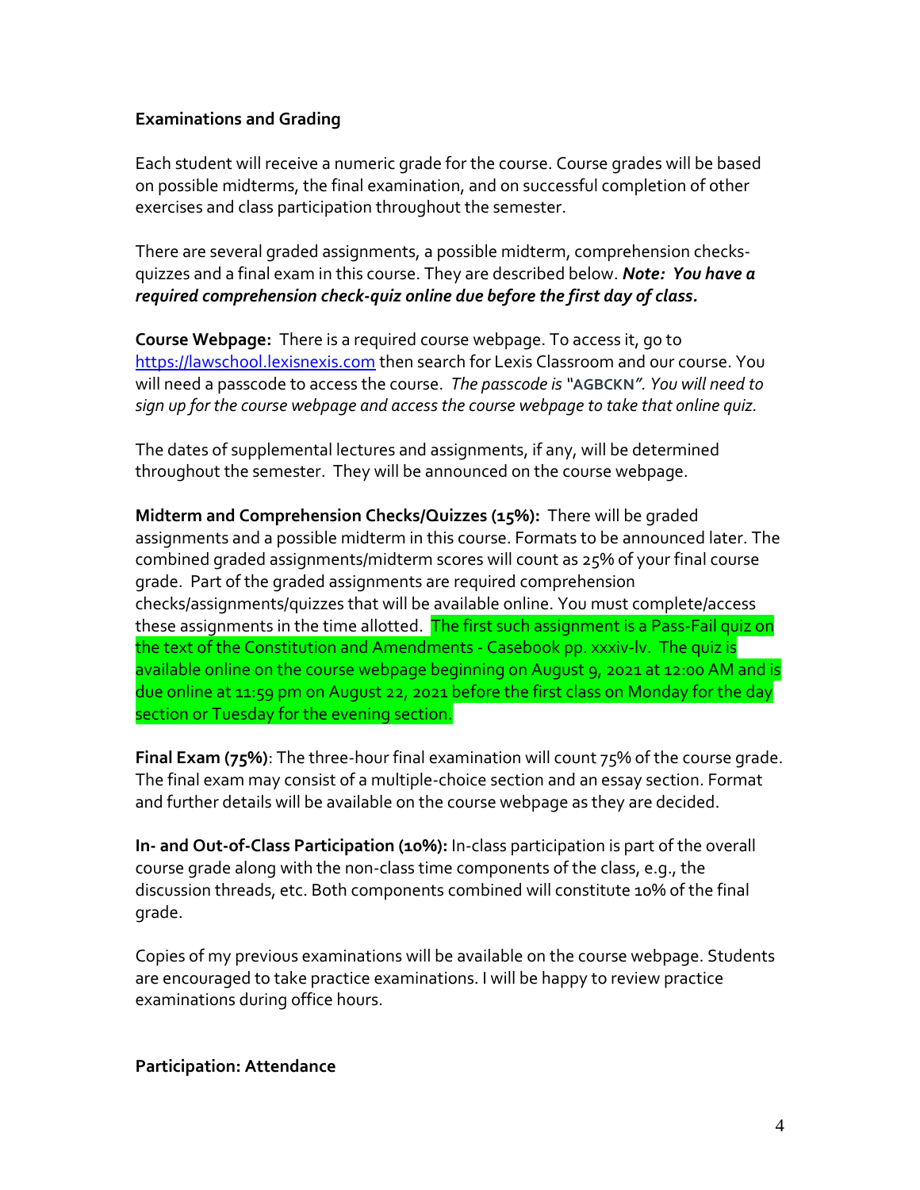**Examinations and Grading**

Each student will receive a numeric grade for the course. Course grades will be based on possible midterms, the final examination, and on successful completion of other exercises and class participation throughout the semester.

There are several graded assignments, a possible midterm, comprehension checks-quizzes and a final exam in this course. They are described below. ***Note: You have a required comprehension check-quiz online due before the first day of class.***

**Course Webpage:** There is a required course webpage. To access it, go to https://lawschool.lexisnexis.com then search for Lexis Classroom and our course. You will need a passcode to access the course. *The passcode is "***AGBCKN***". You will need to sign up for the course webpage and access the course webpage to take that online quiz.*

The dates of supplemental lectures and assignments, if any, will be determined throughout the semester. They will be announced on the course webpage.

**Midterm and Comprehension Checks/Quizzes (15%):** There will be graded assignments and a possible midterm in this course. Formats to be announced later. The combined graded assignments/midterm scores will count as 25% of your final course grade. Part of the graded assignments are required comprehension checks/assignments/quizzes that will be available online. You must complete/access these assignments in the time allotted. The first such assignment is a Pass-Fail quiz on the text of the Constitution and Amendments - Casebook pp. xxxiv-lv. The quiz is available online on the course webpage beginning on August 9, 2021 at 12:00 AM and is due online at 11:59 pm on August 22, 2021 before the first class on Monday for the day section or Tuesday for the evening section.

**Final Exam (75%)**: The three-hour final examination will count 75% of the course grade. The final exam may consist of a multiple-choice section and an essay section. Format and further details will be available on the course webpage as they are decided.

**In- and Out-of-Class Participation (10%):** In-class participation is part of the overall course grade along with the non-class time components of the class, e.g., the discussion threads, etc. Both components combined will constitute 10% of the final grade.

Copies of my previous examinations will be available on the course webpage. Students are encouraged to take practice examinations. I will be happy to review practice examinations during office hours.

**Participation: Attendance**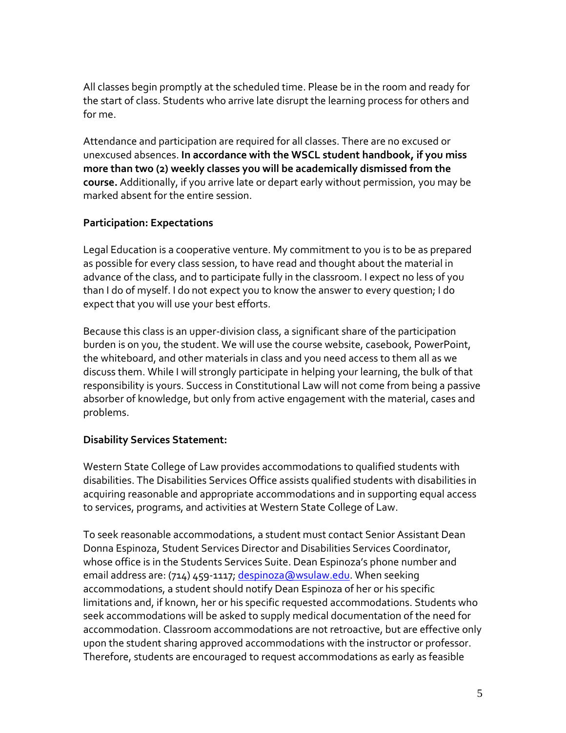All classes begin promptly at the scheduled time. Please be in the room and ready for the start of class. Students who arrive late disrupt the learning process for others and for me.

Attendance and participation are required for all classes. There are no excused or unexcused absences. **In accordance with the WSCL student handbook, if you miss more than two (2) weekly classes you will be academically dismissed from the course.** Additionally, if you arrive late or depart early without permission, you may be marked absent for the entire session.

**Participation: Expectations**

Legal Education is a cooperative venture. My commitment to you is to be as prepared as possible for every class session, to have read and thought about the material in advance of the class, and to participate fully in the classroom. I expect no less of you than I do of myself. I do not expect you to know the answer to every question; I do expect that you will use your best efforts.

Because this class is an upper-division class, a significant share of the participation burden is on you, the student. We will use the course website, casebook, PowerPoint, the whiteboard, and other materials in class and you need access to them all as we discuss them. While I will strongly participate in helping your learning, the bulk of that responsibility is yours. Success in Constitutional Law will not come from being a passive absorber of knowledge, but only from active engagement with the material, cases and problems.

**Disability Services Statement:**

Western State College of Law provides accommodations to qualified students with disabilities. The Disabilities Services Office assists qualified students with disabilities in acquiring reasonable and appropriate accommodations and in supporting equal access to services, programs, and activities at Western State College of Law.

To seek reasonable accommodations, a student must contact Senior Assistant Dean Donna Espinoza, Student Services Director and Disabilities Services Coordinator, whose office is in the Students Services Suite. Dean Espinoza's phone number and email address are: (714) 459-1117; despinoza@wsulaw.edu. When seeking accommodations, a student should notify Dean Espinoza of her or his specific limitations and, if known, her or his specific requested accommodations. Students who seek accommodations will be asked to supply medical documentation of the need for accommodation. Classroom accommodations are not retroactive, but are effective only upon the student sharing approved accommodations with the instructor or professor. Therefore, students are encouraged to request accommodations as early as feasible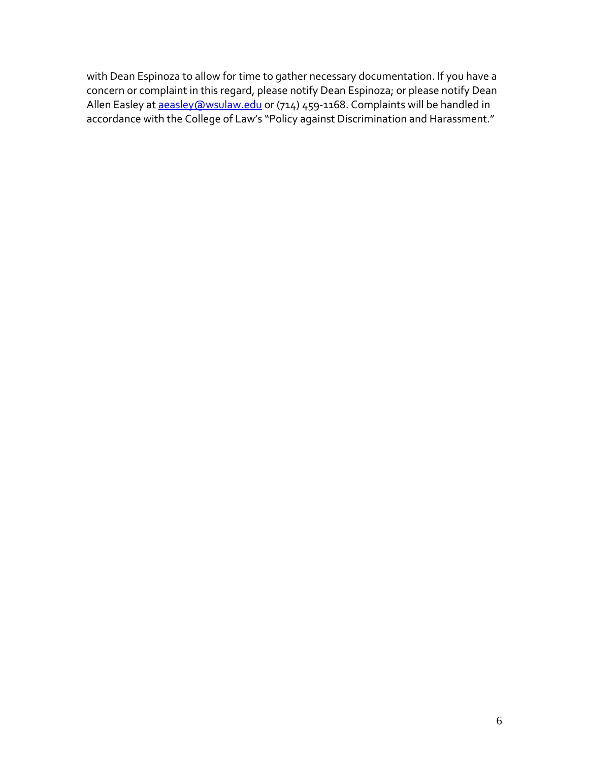with Dean Espinoza to allow for time to gather necessary documentation. If you have a concern or complaint in this regard, please notify Dean Espinoza; or please notify Dean Allen Easley at aeasley@wsulaw.edu or (714) 459-1168. Complaints will be handled in accordance with the College of Law's "Policy against Discrimination and Harassment."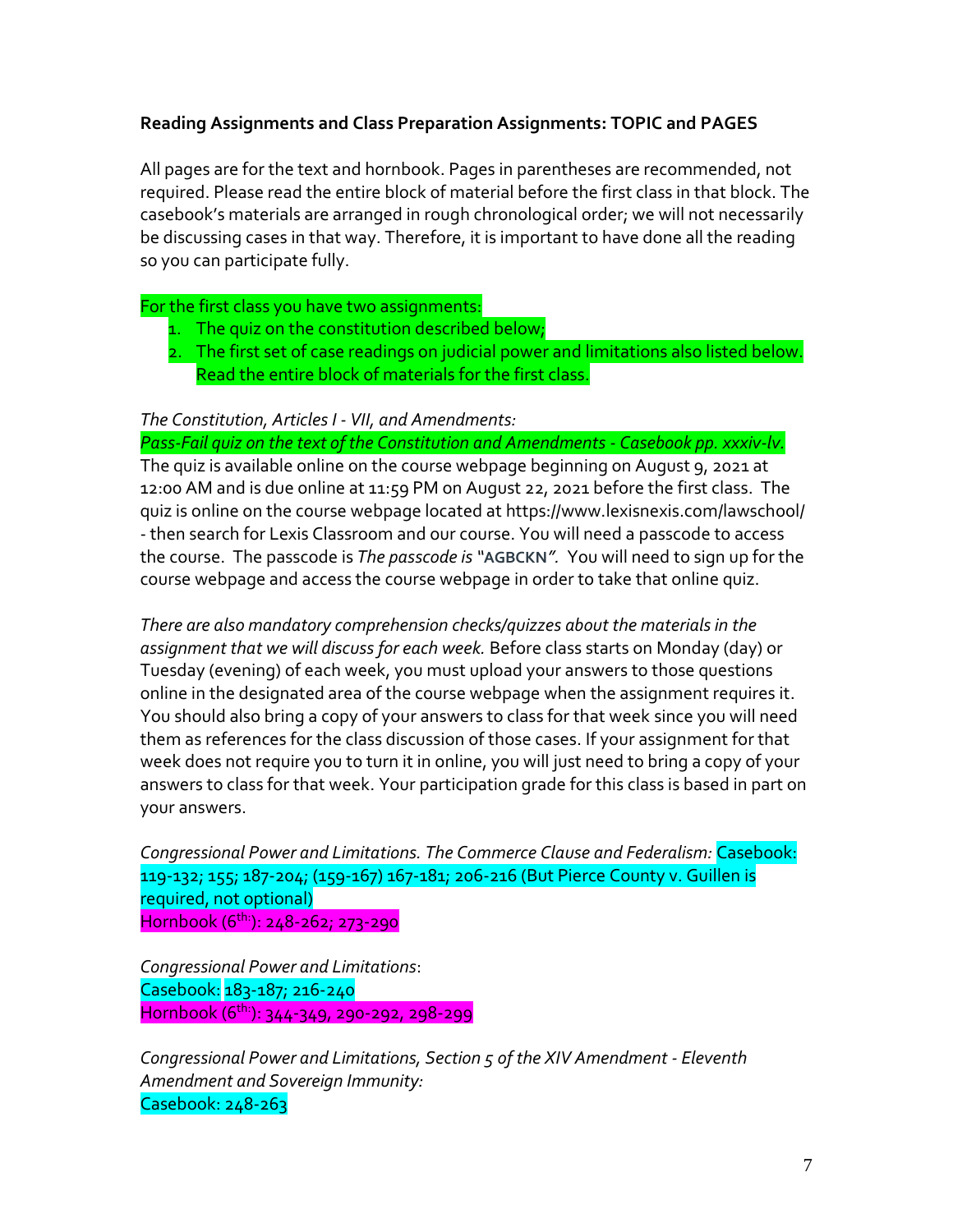**Reading Assignments and Class Preparation Assignments: TOPIC and PAGES**

All pages are for the text and hornbook. Pages in parentheses are recommended, not required. Please read the entire block of material before the first class in that block. The casebook's materials are arranged in rough chronological order; we will not necessarily be discussing cases in that way. Therefore, it is important to have done all the reading so you can participate fully.

For the first class you have two assignments:

1. The quiz on the constitution described below;
2. The first set of case readings on judicial power and limitations also listed below. Read the entire block of materials for the first class.

*The Constitution, Articles I - VII, and Amendments:*

*Pass-Fail quiz on the text of the Constitution and Amendments - Casebook pp. xxxiv-lv.*
The quiz is available online on the course webpage beginning on August 9, 2021 at 12:00 AM and is due online at 11:59 PM on August 22, 2021 before the first class. The quiz is online on the course webpage located at https://www.lexisnexis.com/lawschool/ - then search for Lexis Classroom and our course. You will need a passcode to access the course. The passcode is *The passcode is "AGBCKN".* You will need to sign up for the course webpage and access the course webpage in order to take that online quiz.

*There are also mandatory comprehension checks/quizzes about the materials in the assignment that we will discuss for each week.* Before class starts on Monday (day) or Tuesday (evening) of each week, you must upload your answers to those questions online in the designated area of the course webpage when the assignment requires it. You should also bring a copy of your answers to class for that week since you will need them as references for the class discussion of those cases. If your assignment for that week does not require you to turn it in online, you will just need to bring a copy of your answers to class for that week. Your participation grade for this class is based in part on your answers.

*Congressional Power and Limitations. The Commerce Clause and Federalism:* Casebook: 119-132; 155; 187-204; (159-167) 167-181; 206-216 (But Pierce County v. Guillen is required, not optional)
Hornbook (6th): 248-262; 273-290

*Congressional Power and Limitations*:
Casebook: 183-187; 216-240
Hornbook (6th): 344-349, 290-292, 298-299

*Congressional Power and Limitations, Section 5 of the XIV Amendment - Eleventh Amendment and Sovereign Immunity:*
Casebook: 248-263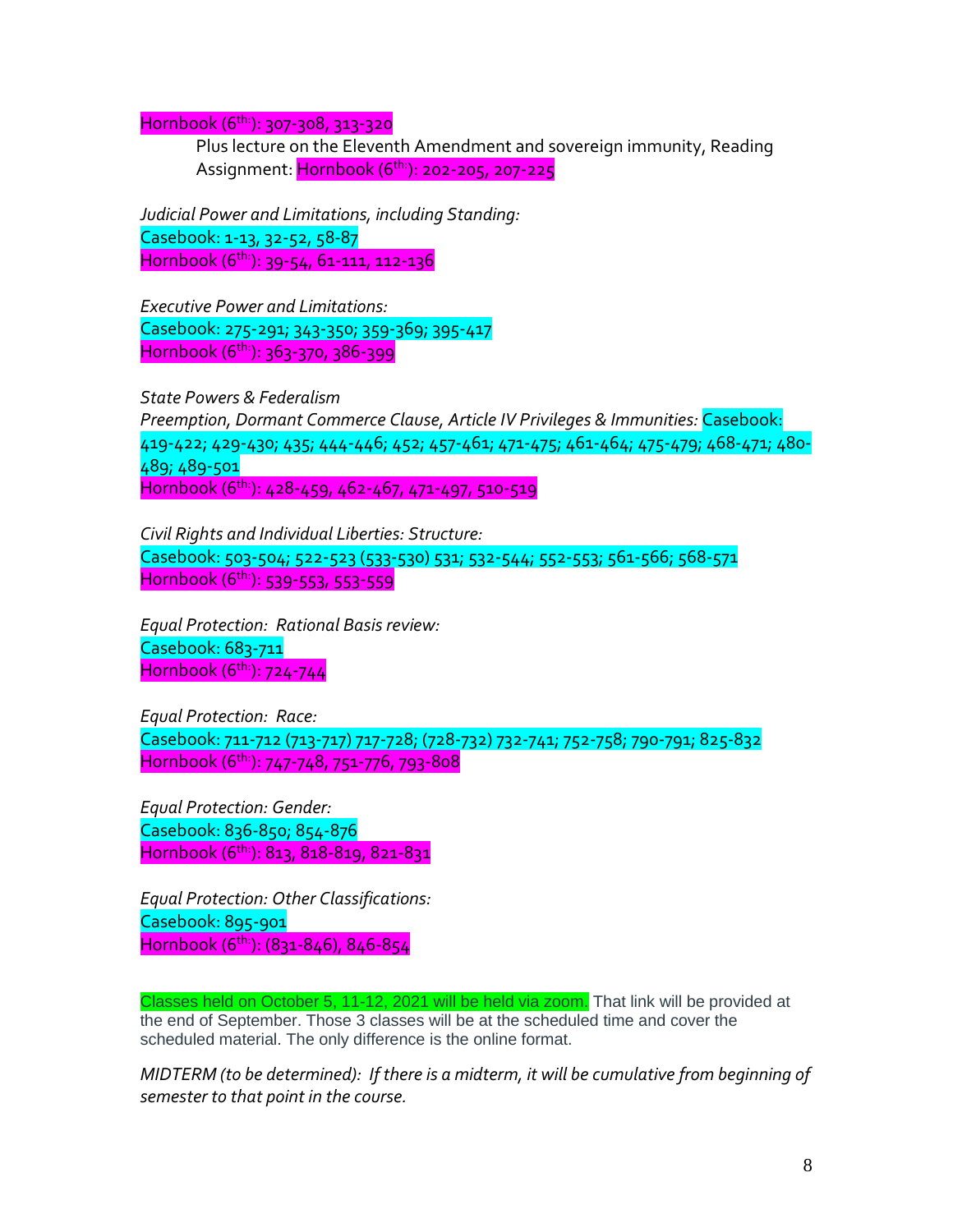Hornbook (6th:): 307-308, 313-320

Plus lecture on the Eleventh Amendment and sovereign immunity, Reading Assignment: Hornbook (6th:): 202-205, 207-225

*Judicial Power and Limitations, including Standing:*
Casebook: 1-13, 32-52, 58-87
Hornbook (6th:): 39-54, 61-111, 112-136

*Executive Power and Limitations:*
Casebook: 275-291; 343-350; 359-369; 395-417
Hornbook (6th:): 363-370, 386-399

*State Powers & Federalism*
*Preemption, Dormant Commerce Clause, Article IV Privileges & Immunities:* Casebook: 419-422; 429-430; 435; 444-446; 452; 457-461; 471-475; 461-464; 475-479; 468-471; 480-489; 489-501
Hornbook (6th:): 428-459, 462-467, 471-497, 510-519

*Civil Rights and Individual Liberties: Structure:*
Casebook: 503-504; 522-523 (533-530) 531; 532-544; 552-553; 561-566; 568-571
Hornbook (6th:): 539-553, 553-559

*Equal Protection: Rational Basis review:*
Casebook: 683-711
Hornbook (6th:): 724-744

*Equal Protection: Race:*
Casebook: 711-712 (713-717) 717-728; (728-732) 732-741; 752-758; 790-791; 825-832
Hornbook (6th:): 747-748, 751-776, 793-808

*Equal Protection: Gender:*
Casebook: 836-850; 854-876
Hornbook (6th:): 813, 818-819, 821-831

*Equal Protection: Other Classifications:*
Casebook: 895-901
Hornbook (6th:): (831-846), 846-854

Classes held on October 5, 11-12, 2021 will be held via zoom. That link will be provided at the end of September. Those 3 classes will be at the scheduled time and cover the scheduled material. The only difference is the online format.

*MIDTERM (to be determined): If there is a midterm, it will be cumulative from beginning of semester to that point in the course.*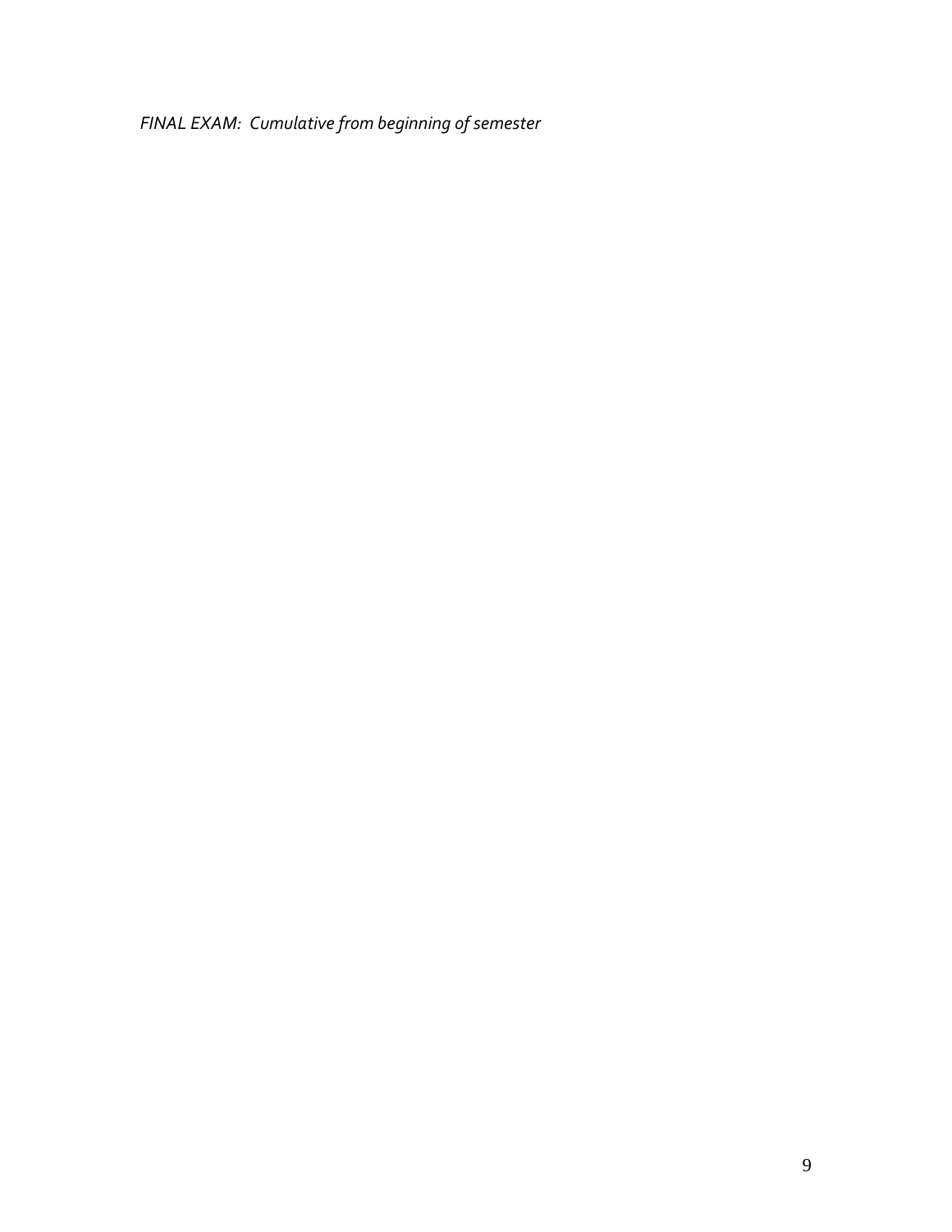*FINAL EXAM:  Cumulative from beginning of semester*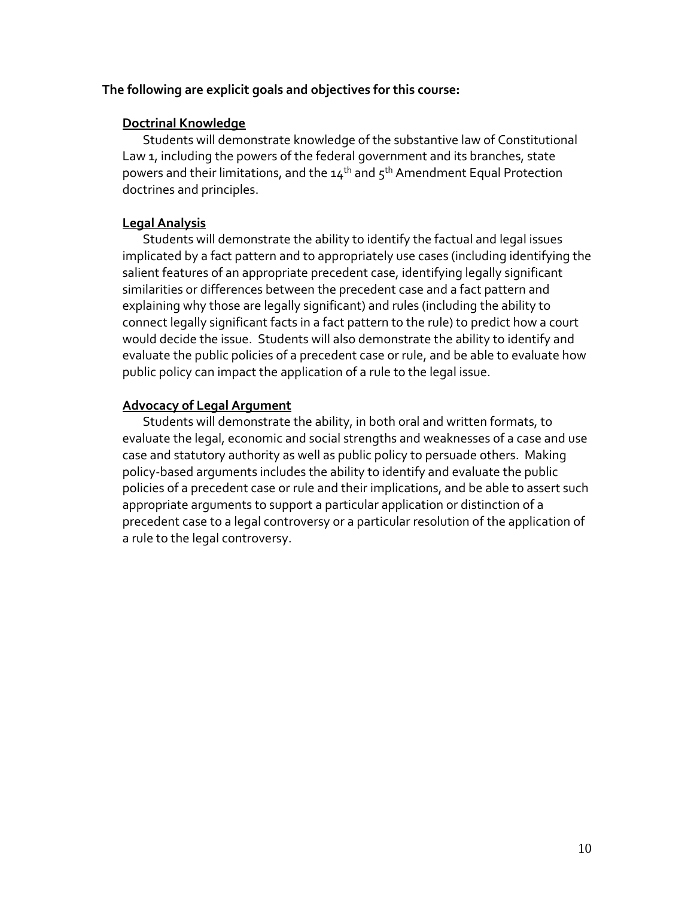**The following are explicit goals and objectives for this course:**

**Doctrinal Knowledge**

Students will demonstrate knowledge of the substantive law of Constitutional Law 1, including the powers of the federal government and its branches, state powers and their limitations, and the 14th and 5th Amendment Equal Protection doctrines and principles.

**Legal Analysis**

Students will demonstrate the ability to identify the factual and legal issues implicated by a fact pattern and to appropriately use cases (including identifying the salient features of an appropriate precedent case, identifying legally significant similarities or differences between the precedent case and a fact pattern and explaining why those are legally significant) and rules (including the ability to connect legally significant facts in a fact pattern to the rule) to predict how a court would decide the issue. Students will also demonstrate the ability to identify and evaluate the public policies of a precedent case or rule, and be able to evaluate how public policy can impact the application of a rule to the legal issue.

**Advocacy of Legal Argument**

Students will demonstrate the ability, in both oral and written formats, to evaluate the legal, economic and social strengths and weaknesses of a case and use case and statutory authority as well as public policy to persuade others. Making policy-based arguments includes the ability to identify and evaluate the public policies of a precedent case or rule and their implications, and be able to assert such appropriate arguments to support a particular application or distinction of a precedent case to a legal controversy or a particular resolution of the application of a rule to the legal controversy.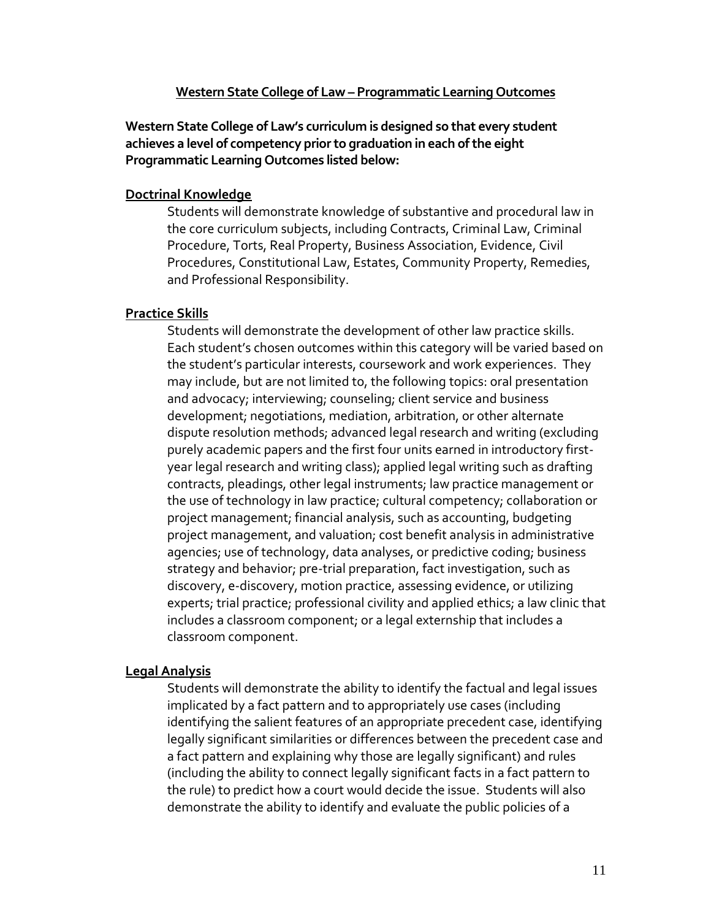## Western State College of Law – Programmatic Learning Outcomes

**Western State College of Law's curriculum is designed so that every student achieves a level of competency prior to graduation in each of the eight Programmatic Learning Outcomes listed below:**

### Doctrinal Knowledge

Students will demonstrate knowledge of substantive and procedural law in the core curriculum subjects, including Contracts, Criminal Law, Criminal Procedure, Torts, Real Property, Business Association, Evidence, Civil Procedures, Constitutional Law, Estates, Community Property, Remedies, and Professional Responsibility.

### Practice Skills

Students will demonstrate the development of other law practice skills. Each student's chosen outcomes within this category will be varied based on the student's particular interests, coursework and work experiences. They may include, but are not limited to, the following topics: oral presentation and advocacy; interviewing; counseling; client service and business development; negotiations, mediation, arbitration, or other alternate dispute resolution methods; advanced legal research and writing (excluding purely academic papers and the first four units earned in introductory first-year legal research and writing class); applied legal writing such as drafting contracts, pleadings, other legal instruments; law practice management or the use of technology in law practice; cultural competency; collaboration or project management; financial analysis, such as accounting, budgeting project management, and valuation; cost benefit analysis in administrative agencies; use of technology, data analyses, or predictive coding; business strategy and behavior; pre-trial preparation, fact investigation, such as discovery, e-discovery, motion practice, assessing evidence, or utilizing experts; trial practice; professional civility and applied ethics; a law clinic that includes a classroom component; or a legal externship that includes a classroom component.

### Legal Analysis

Students will demonstrate the ability to identify the factual and legal issues implicated by a fact pattern and to appropriately use cases (including identifying the salient features of an appropriate precedent case, identifying legally significant similarities or differences between the precedent case and a fact pattern and explaining why those are legally significant) and rules (including the ability to connect legally significant facts in a fact pattern to the rule) to predict how a court would decide the issue. Students will also demonstrate the ability to identify and evaluate the public policies of a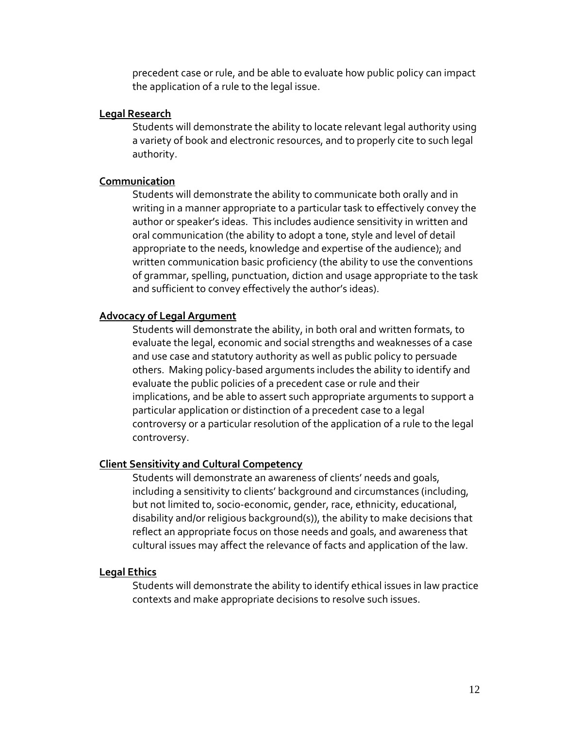precedent case or rule, and be able to evaluate how public policy can impact the application of a rule to the legal issue.

**Legal Research**

Students will demonstrate the ability to locate relevant legal authority using a variety of book and electronic resources, and to properly cite to such legal authority.

**Communication**

Students will demonstrate the ability to communicate both orally and in writing in a manner appropriate to a particular task to effectively convey the author or speaker's ideas. This includes audience sensitivity in written and oral communication (the ability to adopt a tone, style and level of detail appropriate to the needs, knowledge and expertise of the audience); and written communication basic proficiency (the ability to use the conventions of grammar, spelling, punctuation, diction and usage appropriate to the task and sufficient to convey effectively the author's ideas).

**Advocacy of Legal Argument**

Students will demonstrate the ability, in both oral and written formats, to evaluate the legal, economic and social strengths and weaknesses of a case and use case and statutory authority as well as public policy to persuade others. Making policy-based arguments includes the ability to identify and evaluate the public policies of a precedent case or rule and their implications, and be able to assert such appropriate arguments to support a particular application or distinction of a precedent case to a legal controversy or a particular resolution of the application of a rule to the legal controversy.

**Client Sensitivity and Cultural Competency**

Students will demonstrate an awareness of clients' needs and goals, including a sensitivity to clients' background and circumstances (including, but not limited to, socio-economic, gender, race, ethnicity, educational, disability and/or religious background(s)), the ability to make decisions that reflect an appropriate focus on those needs and goals, and awareness that cultural issues may affect the relevance of facts and application of the law.

**Legal Ethics**

Students will demonstrate the ability to identify ethical issues in law practice contexts and make appropriate decisions to resolve such issues.